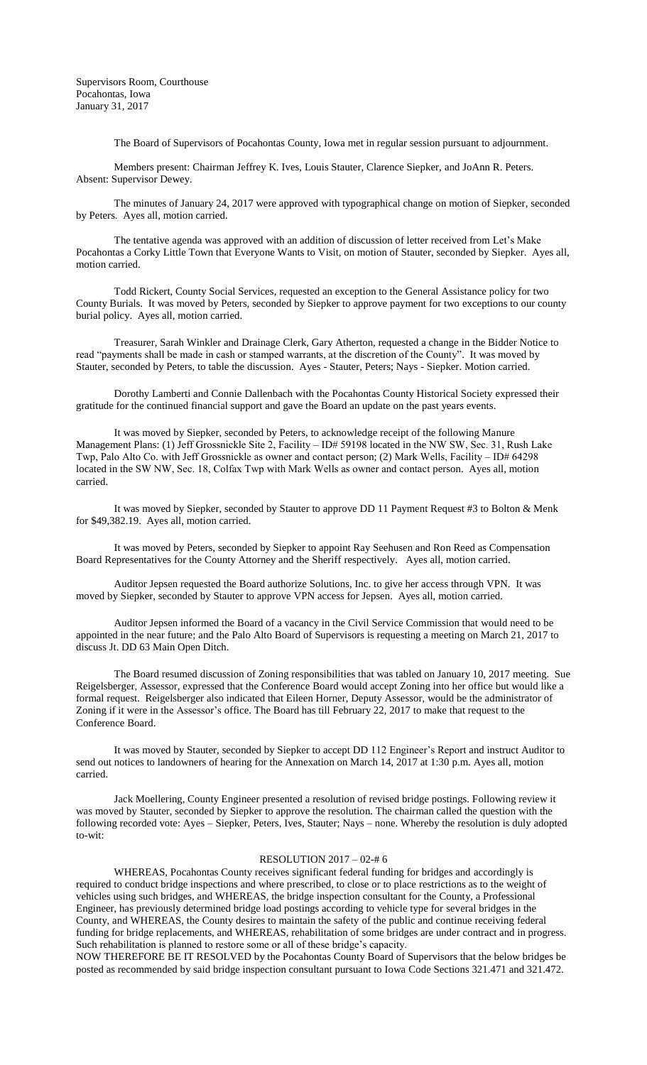Supervisors Room, Courthouse
Pocahontas, Iowa
January 31, 2017

The Board of Supervisors of Pocahontas County, Iowa met in regular session pursuant to adjournment.

Members present: Chairman Jeffrey K. Ives, Louis Stauter, Clarence Siepker, and JoAnn R. Peters. Absent: Supervisor Dewey.

The minutes of January 24, 2017 were approved with typographical change on motion of Siepker, seconded by Peters. Ayes all, motion carried.

The tentative agenda was approved with an addition of discussion of letter received from Let's Make Pocahontas a Corky Little Town that Everyone Wants to Visit, on motion of Stauter, seconded by Siepker. Ayes all, motion carried.

Todd Rickert, County Social Services, requested an exception to the General Assistance policy for two County Burials. It was moved by Peters, seconded by Siepker to approve payment for two exceptions to our county burial policy. Ayes all, motion carried.

Treasurer, Sarah Winkler and Drainage Clerk, Gary Atherton, requested a change in the Bidder Notice to read "payments shall be made in cash or stamped warrants, at the discretion of the County". It was moved by Stauter, seconded by Peters, to table the discussion. Ayes - Stauter, Peters; Nays - Siepker. Motion carried.

Dorothy Lamberti and Connie Dallenbach with the Pocahontas County Historical Society expressed their gratitude for the continued financial support and gave the Board an update on the past years events.

It was moved by Siepker, seconded by Peters, to acknowledge receipt of the following Manure Management Plans: (1) Jeff Grossnickle Site 2, Facility – ID# 59198 located in the NW SW, Sec. 31, Rush Lake Twp, Palo Alto Co. with Jeff Grossnickle as owner and contact person; (2) Mark Wells, Facility – ID# 64298 located in the SW NW, Sec. 18, Colfax Twp with Mark Wells as owner and contact person. Ayes all, motion carried.

It was moved by Siepker, seconded by Stauter to approve DD 11 Payment Request #3 to Bolton & Menk for $49,382.19. Ayes all, motion carried.

It was moved by Peters, seconded by Siepker to appoint Ray Seehusen and Ron Reed as Compensation Board Representatives for the County Attorney and the Sheriff respectively. Ayes all, motion carried.

Auditor Jepsen requested the Board authorize Solutions, Inc. to give her access through VPN. It was moved by Siepker, seconded by Stauter to approve VPN access for Jepsen. Ayes all, motion carried.

Auditor Jepsen informed the Board of a vacancy in the Civil Service Commission that would need to be appointed in the near future; and the Palo Alto Board of Supervisors is requesting a meeting on March 21, 2017 to discuss Jt. DD 63 Main Open Ditch.

The Board resumed discussion of Zoning responsibilities that was tabled on January 10, 2017 meeting. Sue Reigelsberger, Assessor, expressed that the Conference Board would accept Zoning into her office but would like a formal request. Reigelsberger also indicated that Eileen Horner, Deputy Assessor, would be the administrator of Zoning if it were in the Assessor's office. The Board has till February 22, 2017 to make that request to the Conference Board.

It was moved by Stauter, seconded by Siepker to accept DD 112 Engineer's Report and instruct Auditor to send out notices to landowners of hearing for the Annexation on March 14, 2017 at 1:30 p.m. Ayes all, motion carried.

Jack Moellering, County Engineer presented a resolution of revised bridge postings. Following review it was moved by Stauter, seconded by Siepker to approve the resolution. The chairman called the question with the following recorded vote: Ayes – Siepker, Peters, Ives, Stauter; Nays – none. Whereby the resolution is duly adopted to-wit:

RESOLUTION 2017 – 02-# 6

WHEREAS, Pocahontas County receives significant federal funding for bridges and accordingly is required to conduct bridge inspections and where prescribed, to close or to place restrictions as to the weight of vehicles using such bridges, and WHEREAS, the bridge inspection consultant for the County, a Professional Engineer, has previously determined bridge load postings according to vehicle type for several bridges in the County, and WHEREAS, the County desires to maintain the safety of the public and continue receiving federal funding for bridge replacements, and WHEREAS, rehabilitation of some bridges are under contract and in progress. Such rehabilitation is planned to restore some or all of these bridge's capacity.

NOW THEREFORE BE IT RESOLVED by the Pocahontas County Board of Supervisors that the below bridges be posted as recommended by said bridge inspection consultant pursuant to Iowa Code Sections 321.471 and 321.472.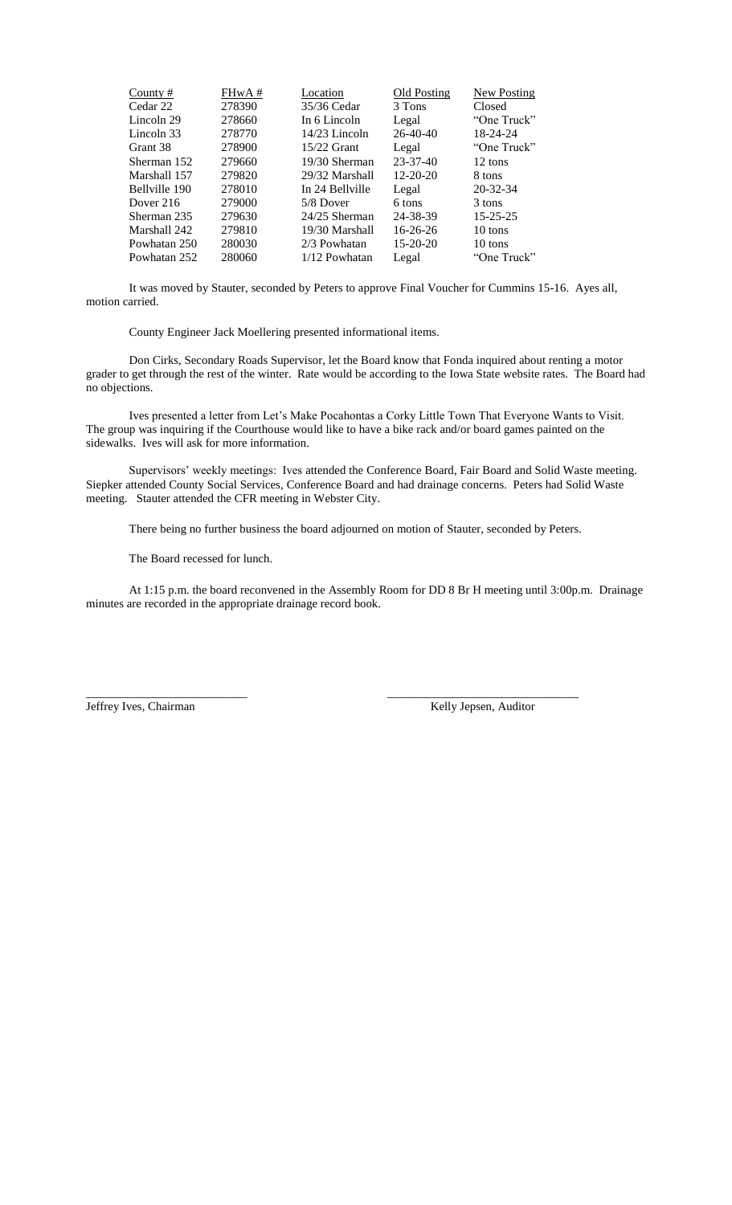| County # | FHwA # | Location | Old Posting | New Posting |
|---|---|---|---|---|
| Cedar 22 | 278390 | 35/36 Cedar | 3 Tons | Closed |
| Lincoln 29 | 278660 | In 6 Lincoln | Legal | "One Truck" |
| Lincoln 33 | 278770 | 14/23 Lincoln | 26-40-40 | 18-24-24 |
| Grant 38 | 278900 | 15/22 Grant | Legal | "One Truck" |
| Sherman 152 | 279660 | 19/30 Sherman | 23-37-40 | 12 tons |
| Marshall 157 | 279820 | 29/32 Marshall | 12-20-20 | 8 tons |
| Bellville 190 | 278010 | In 24 Bellville | Legal | 20-32-34 |
| Dover 216 | 279000 | 5/8 Dover | 6 tons | 3 tons |
| Sherman 235 | 279630 | 24/25 Sherman | 24-38-39 | 15-25-25 |
| Marshall 242 | 279810 | 19/30 Marshall | 16-26-26 | 10 tons |
| Powhatan 250 | 280030 | 2/3 Powhatan | 15-20-20 | 10 tons |
| Powhatan 252 | 280060 | 1/12 Powhatan | Legal | "One Truck" |

It was moved by Stauter, seconded by Peters to approve Final Voucher for Cummins 15-16. Ayes all, motion carried.

County Engineer Jack Moellering presented informational items.

Don Cirks, Secondary Roads Supervisor, let the Board know that Fonda inquired about renting a motor grader to get through the rest of the winter. Rate would be according to the Iowa State website rates. The Board had no objections.

Ives presented a letter from Let's Make Pocahontas a Corky Little Town That Everyone Wants to Visit. The group was inquiring if the Courthouse would like to have a bike rack and/or board games painted on the sidewalks. Ives will ask for more information.

Supervisors' weekly meetings: Ives attended the Conference Board, Fair Board and Solid Waste meeting. Siepker attended County Social Services, Conference Board and had drainage concerns. Peters had Solid Waste meeting. Stauter attended the CFR meeting in Webster City.

There being no further business the board adjourned on motion of Stauter, seconded by Peters.

The Board recessed for lunch.

At 1:15 p.m. the board reconvened in the Assembly Room for DD 8 Br H meeting until 3:00p.m. Drainage minutes are recorded in the appropriate drainage record book.

\_\_\_\_\_\_\_\_\_\_\_\_\_\_\_\_\_\_\_\_\_\_\_\_\_\_\_\_ \_\_\_\_\_\_\_\_\_\_\_\_\_\_\_\_\_\_\_\_\_\_\_\_\_\_\_\_

Jeffrey Ives, Chairman Kelly Jepsen, Auditor